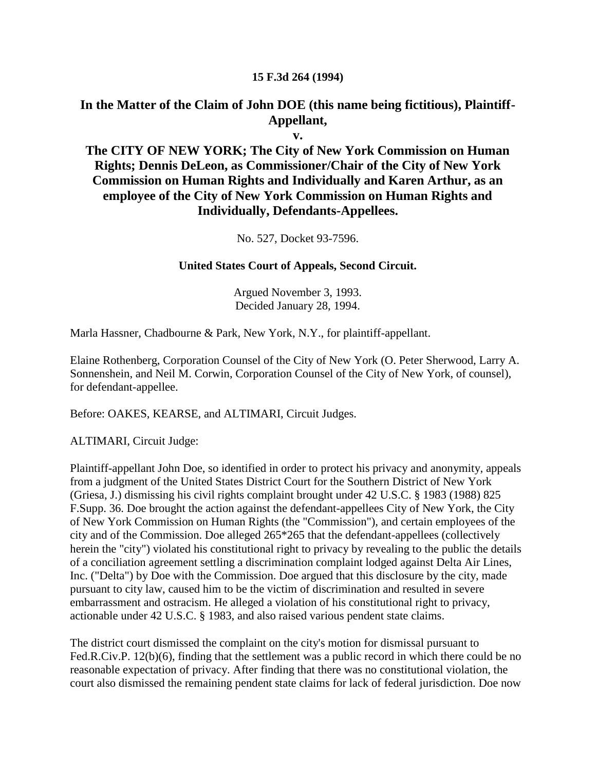**15 F.3d 264 (1994)**

## In the Matter of the Claim of John DOE (this name being fictitious), Plaintiff-Appellant,

## v.

## The CITY OF NEW YORK; The City of New York Commission on Human Rights; Dennis DeLeon, as Commissioner/Chair of the City of New York Commission on Human Rights and Individually and Karen Arthur, as an employee of the City of New York Commission on Human Rights and Individually, Defendants-Appellees.

No. 527, Docket 93-7596.

**United States Court of Appeals, Second Circuit.**

Argued November 3, 1993.
Decided January 28, 1994.

Marla Hassner, Chadbourne & Park, New York, N.Y., for plaintiff-appellant.

Elaine Rothenberg, Corporation Counsel of the City of New York (O. Peter Sherwood, Larry A. Sonnenshein, and Neil M. Corwin, Corporation Counsel of the City of New York, of counsel), for defendant-appellee.

Before: OAKES, KEARSE, and ALTIMARI, Circuit Judges.

ALTIMARI, Circuit Judge:

Plaintiff-appellant John Doe, so identified in order to protect his privacy and anonymity, appeals from a judgment of the United States District Court for the Southern District of New York (Griesa, J.) dismissing his civil rights complaint brought under 42 U.S.C. § 1983 (1988) 825 F.Supp. 36. Doe brought the action against the defendant-appellees City of New York, the City of New York Commission on Human Rights (the "Commission"), and certain employees of the city and of the Commission. Doe alleged 265*265 that the defendant-appellees (collectively herein the "city") violated his constitutional right to privacy by revealing to the public the details of a conciliation agreement settling a discrimination complaint lodged against Delta Air Lines, Inc. ("Delta") by Doe with the Commission. Doe argued that this disclosure by the city, made pursuant to city law, caused him to be the victim of discrimination and resulted in severe embarrassment and ostracism. He alleged a violation of his constitutional right to privacy, actionable under 42 U.S.C. § 1983, and also raised various pendent state claims.

The district court dismissed the complaint on the city's motion for dismissal pursuant to Fed.R.Civ.P. 12(b)(6), finding that the settlement was a public record in which there could be no reasonable expectation of privacy. After finding that there was no constitutional violation, the court also dismissed the remaining pendent state claims for lack of federal jurisdiction. Doe now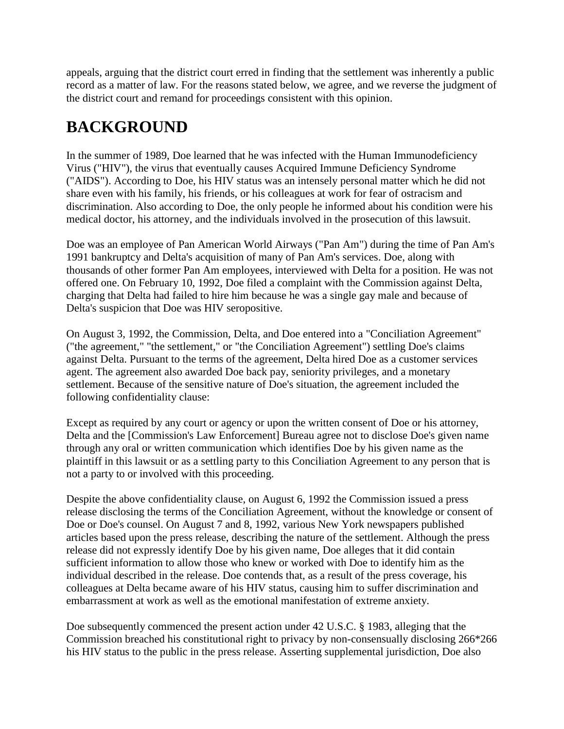appeals, arguing that the district court erred in finding that the settlement was inherently a public record as a matter of law. For the reasons stated below, we agree, and we reverse the judgment of the district court and remand for proceedings consistent with this opinion.

## BACKGROUND

In the summer of 1989, Doe learned that he was infected with the Human Immunodeficiency Virus ("HIV"), the virus that eventually causes Acquired Immune Deficiency Syndrome ("AIDS"). According to Doe, his HIV status was an intensely personal matter which he did not share even with his family, his friends, or his colleagues at work for fear of ostracism and discrimination. Also according to Doe, the only people he informed about his condition were his medical doctor, his attorney, and the individuals involved in the prosecution of this lawsuit.

Doe was an employee of Pan American World Airways ("Pan Am") during the time of Pan Am's 1991 bankruptcy and Delta's acquisition of many of Pan Am's services. Doe, along with thousands of other former Pan Am employees, interviewed with Delta for a position. He was not offered one. On February 10, 1992, Doe filed a complaint with the Commission against Delta, charging that Delta had failed to hire him because he was a single gay male and because of Delta's suspicion that Doe was HIV seropositive.

On August 3, 1992, the Commission, Delta, and Doe entered into a "Conciliation Agreement" ("the agreement," "the settlement," or "the Conciliation Agreement") settling Doe's claims against Delta. Pursuant to the terms of the agreement, Delta hired Doe as a customer services agent. The agreement also awarded Doe back pay, seniority privileges, and a monetary settlement. Because of the sensitive nature of Doe's situation, the agreement included the following confidentiality clause:

Except as required by any court or agency or upon the written consent of Doe or his attorney, Delta and the [Commission's Law Enforcement] Bureau agree not to disclose Doe's given name through any oral or written communication which identifies Doe by his given name as the plaintiff in this lawsuit or as a settling party to this Conciliation Agreement to any person that is not a party to or involved with this proceeding.

Despite the above confidentiality clause, on August 6, 1992 the Commission issued a press release disclosing the terms of the Conciliation Agreement, without the knowledge or consent of Doe or Doe's counsel. On August 7 and 8, 1992, various New York newspapers published articles based upon the press release, describing the nature of the settlement. Although the press release did not expressly identify Doe by his given name, Doe alleges that it did contain sufficient information to allow those who knew or worked with Doe to identify him as the individual described in the release. Doe contends that, as a result of the press coverage, his colleagues at Delta became aware of his HIV status, causing him to suffer discrimination and embarrassment at work as well as the emotional manifestation of extreme anxiety.

Doe subsequently commenced the present action under 42 U.S.C. § 1983, alleging that the Commission breached his constitutional right to privacy by non-consensually disclosing 266*266 his HIV status to the public in the press release. Asserting supplemental jurisdiction, Doe also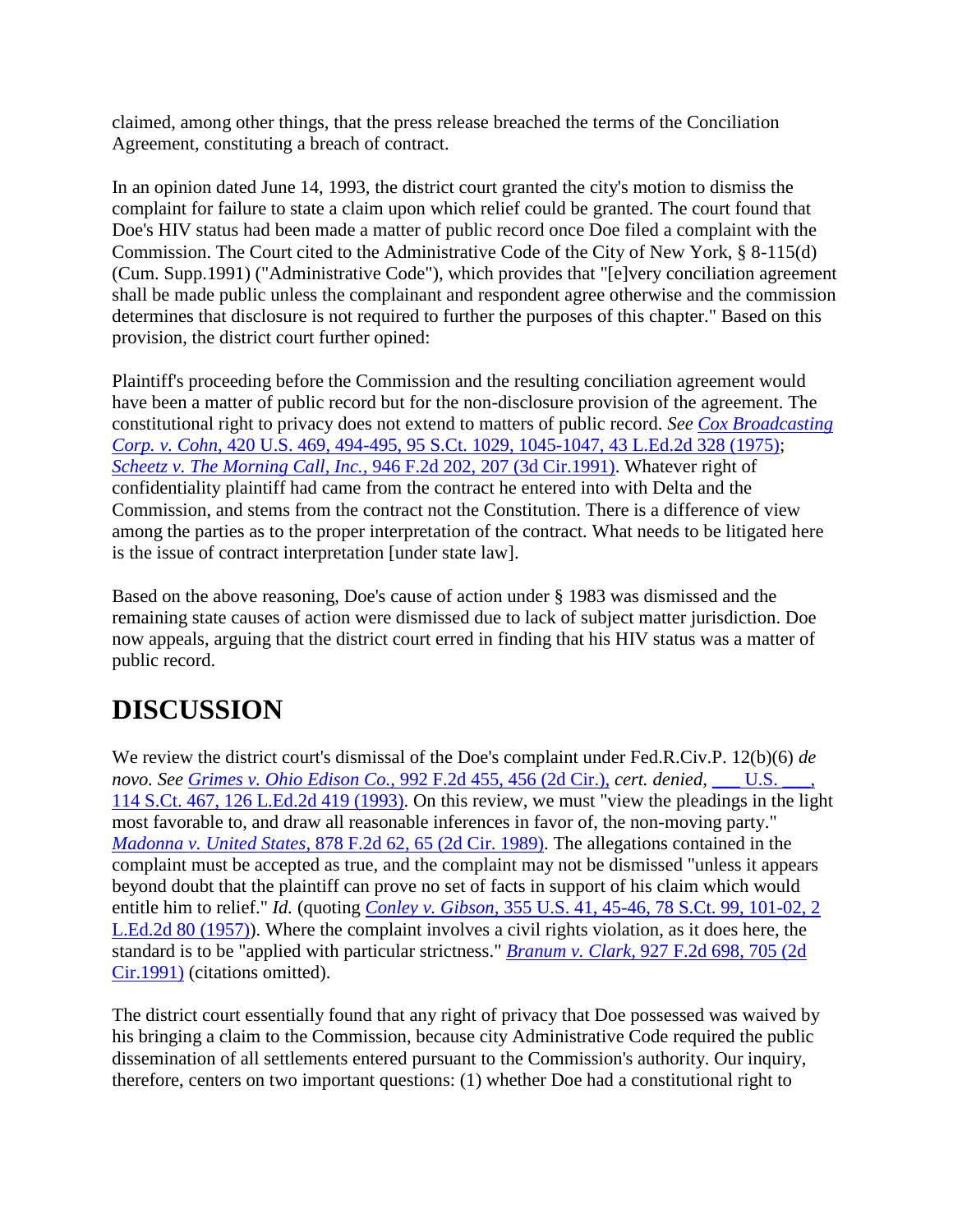claimed, among other things, that the press release breached the terms of the Conciliation Agreement, constituting a breach of contract.

In an opinion dated June 14, 1993, the district court granted the city's motion to dismiss the complaint for failure to state a claim upon which relief could be granted. The court found that Doe's HIV status had been made a matter of public record once Doe filed a complaint with the Commission. The Court cited to the Administrative Code of the City of New York, § 8-115(d) (Cum. Supp.1991) ("Administrative Code"), which provides that "[e]very conciliation agreement shall be made public unless the complainant and respondent agree otherwise and the commission determines that disclosure is not required to further the purposes of this chapter." Based on this provision, the district court further opined:

Plaintiff's proceeding before the Commission and the resulting conciliation agreement would have been a matter of public record but for the non-disclosure provision of the agreement. The constitutional right to privacy does not extend to matters of public record. *See* *Cox Broadcasting Corp. v. Cohn*, 420 U.S. 469, 494-495, 95 S.Ct. 1029, 1045-1047, 43 L.Ed.2d 328 (1975); *Scheetz v. The Morning Call, Inc.*, 946 F.2d 202, 207 (3d Cir.1991). Whatever right of confidentiality plaintiff had came from the contract he entered into with Delta and the Commission, and stems from the contract not the Constitution. There is a difference of view among the parties as to the proper interpretation of the contract. What needs to be litigated here is the issue of contract interpretation [under state law].

Based on the above reasoning, Doe's cause of action under § 1983 was dismissed and the remaining state causes of action were dismissed due to lack of subject matter jurisdiction. Doe now appeals, arguing that the district court erred in finding that his HIV status was a matter of public record.

# DISCUSSION

We review the district court's dismissal of the Doe's complaint under Fed.R.Civ.P. 12(b)(6) *de novo. See* *Grimes v. Ohio Edison Co.*, 992 F.2d 455, 456 (2d Cir.), *cert. denied*, ___ U.S. ___, 114 S.Ct. 467, 126 L.Ed.2d 419 (1993). On this review, we must "view the pleadings in the light most favorable to, and draw all reasonable inferences in favor of, the non-moving party." *Madonna v. United States*, 878 F.2d 62, 65 (2d Cir. 1989). The allegations contained in the complaint must be accepted as true, and the complaint may not be dismissed "unless it appears beyond doubt that the plaintiff can prove no set of facts in support of his claim which would entitle him to relief." *Id.* (quoting *Conley v. Gibson*, 355 U.S. 41, 45-46, 78 S.Ct. 99, 101-02, 2 L.Ed.2d 80 (1957)). Where the complaint involves a civil rights violation, as it does here, the standard is to be "applied with particular strictness." *Branum v. Clark*, 927 F.2d 698, 705 (2d Cir.1991) (citations omitted).

The district court essentially found that any right of privacy that Doe possessed was waived by his bringing a claim to the Commission, because city Administrative Code required the public dissemination of all settlements entered pursuant to the Commission's authority. Our inquiry, therefore, centers on two important questions: (1) whether Doe had a constitutional right to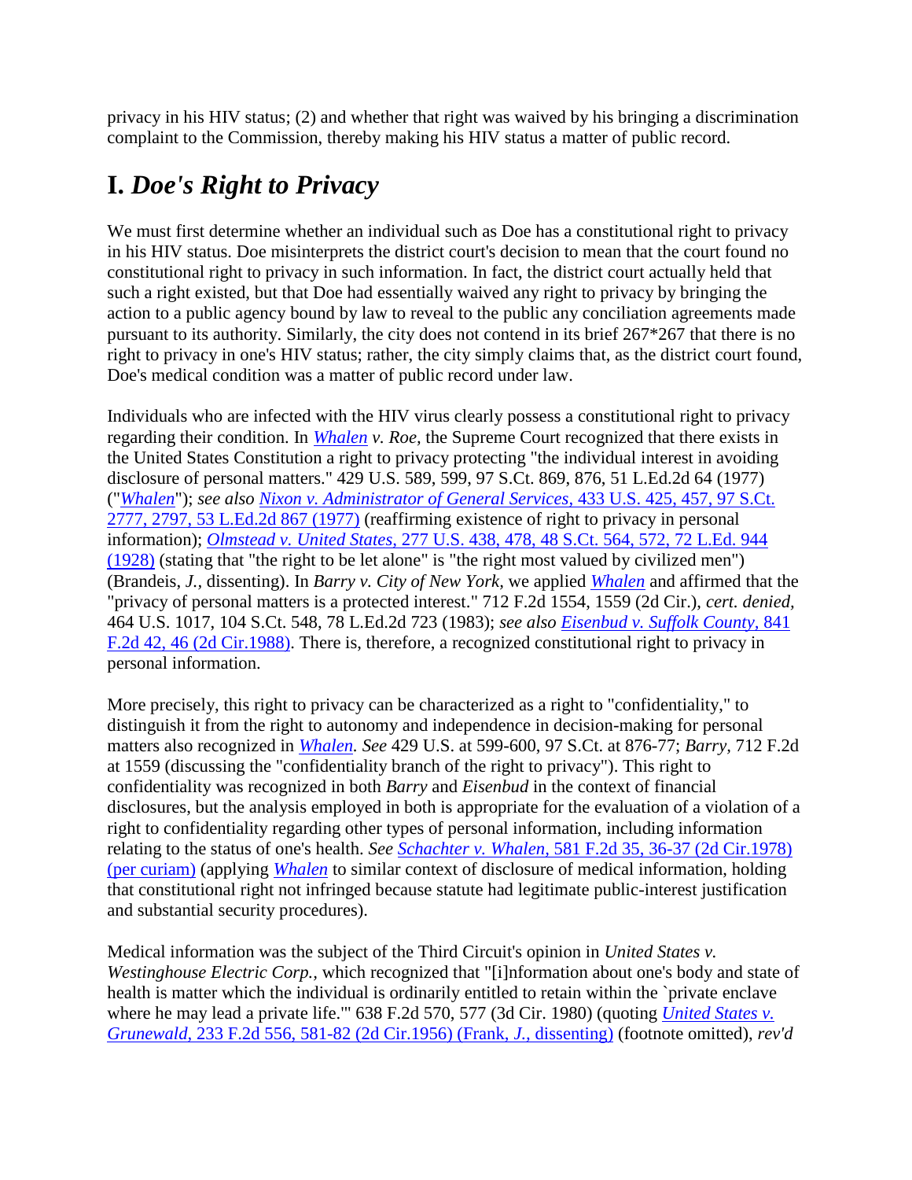privacy in his HIV status; (2) and whether that right was waived by his bringing a discrimination complaint to the Commission, thereby making his HIV status a matter of public record.

## I. *Doe's Right to Privacy*

We must first determine whether an individual such as Doe has a constitutional right to privacy in his HIV status. Doe misinterprets the district court's decision to mean that the court found no constitutional right to privacy in such information. In fact, the district court actually held that such a right existed, but that Doe had essentially waived any right to privacy by bringing the action to a public agency bound by law to reveal to the public any conciliation agreements made pursuant to its authority. Similarly, the city does not contend in its brief 267*267 that there is no right to privacy in one's HIV status; rather, the city simply claims that, as the district court found, Doe's medical condition was a matter of public record under law.

Individuals who are infected with the HIV virus clearly possess a constitutional right to privacy regarding their condition. In *Whalen v. Roe,* the Supreme Court recognized that there exists in the United States Constitution a right to privacy protecting "the individual interest in avoiding disclosure of personal matters." 429 U.S. 589, 599, 97 S.Ct. 869, 876, 51 L.Ed.2d 64 (1977) ("*Whalen*"); *see also* *Nixon v. Administrator of General Services,* 433 U.S. 425, 457, 97 S.Ct. 2777, 2797, 53 L.Ed.2d 867 (1977) (reaffirming existence of right to privacy in personal information); *Olmstead v. United States,* 277 U.S. 438, 478, 48 S.Ct. 564, 572, 72 L.Ed. 944 (1928) (stating that "the right to be let alone" is "the right most valued by civilized men") (Brandeis, *J.,* dissenting). In *Barry v. City of New York,* we applied *Whalen* and affirmed that the "privacy of personal matters is a protected interest." 712 F.2d 1554, 1559 (2d Cir.), *cert. denied,* 464 U.S. 1017, 104 S.Ct. 548, 78 L.Ed.2d 723 (1983); *see also* *Eisenbud v. Suffolk County,* 841 F.2d 42, 46 (2d Cir.1988). There is, therefore, a recognized constitutional right to privacy in personal information.

More precisely, this right to privacy can be characterized as a right to "confidentiality," to distinguish it from the right to autonomy and independence in decision-making for personal matters also recognized in *Whalen. See* 429 U.S. at 599-600, 97 S.Ct. at 876-77; *Barry,* 712 F.2d at 1559 (discussing the "confidentiality branch of the right to privacy"). This right to confidentiality was recognized in both *Barry* and *Eisenbud* in the context of financial disclosures, but the analysis employed in both is appropriate for the evaluation of a violation of a right to confidentiality regarding other types of personal information, including information relating to the status of one's health. *See* *Schachter v. Whalen,* 581 F.2d 35, 36-37 (2d Cir.1978) (per curiam) (applying *Whalen* to similar context of disclosure of medical information, holding that constitutional right not infringed because statute had legitimate public-interest justification and substantial security procedures).

Medical information was the subject of the Third Circuit's opinion in *United States v. Westinghouse Electric Corp.*, which recognized that "[i]nformation about one's body and state of health is matter which the individual is ordinarily entitled to retain within the `private enclave where he may lead a private life.'" 638 F.2d 570, 577 (3d Cir. 1980) (quoting *United States v. Grunewald,* 233 F.2d 556, 581-82 (2d Cir.1956) (Frank, *J.,* dissenting) (footnote omitted), *rev'd*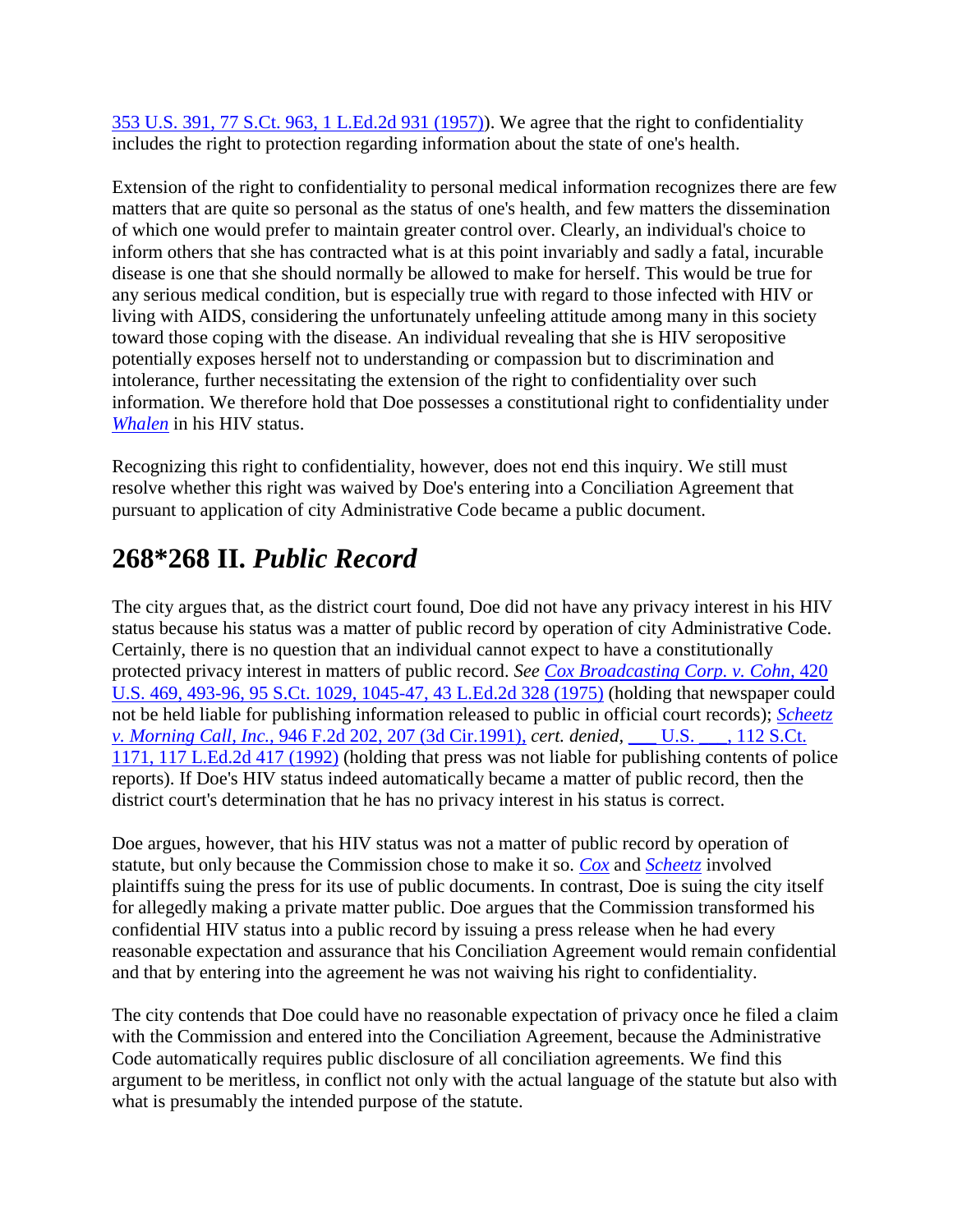353 U.S. 391, 77 S.Ct. 963, 1 L.Ed.2d 931 (1957)). We agree that the right to confidentiality includes the right to protection regarding information about the state of one's health.

Extension of the right to confidentiality to personal medical information recognizes there are few matters that are quite so personal as the status of one's health, and few matters the dissemination of which one would prefer to maintain greater control over. Clearly, an individual's choice to inform others that she has contracted what is at this point invariably and sadly a fatal, incurable disease is one that she should normally be allowed to make for herself. This would be true for any serious medical condition, but is especially true with regard to those infected with HIV or living with AIDS, considering the unfortunately unfeeling attitude among many in this society toward those coping with the disease. An individual revealing that she is HIV seropositive potentially exposes herself not to understanding or compassion but to discrimination and intolerance, further necessitating the extension of the right to confidentiality over such information. We therefore hold that Doe possesses a constitutional right to confidentiality under *Whalen* in his HIV status.

Recognizing this right to confidentiality, however, does not end this inquiry. We still must resolve whether this right was waived by Doe's entering into a Conciliation Agreement that pursuant to application of city Administrative Code became a public document.

## 268*268 II. *Public Record*

The city argues that, as the district court found, Doe did not have any privacy interest in his HIV status because his status was a matter of public record by operation of city Administrative Code. Certainly, there is no question that an individual cannot expect to have a constitutionally protected privacy interest in matters of public record. *See Cox Broadcasting Corp. v. Cohn,* 420 U.S. 469, 493-96, 95 S.Ct. 1029, 1045-47, 43 L.Ed.2d 328 (1975) (holding that newspaper could not be held liable for publishing information released to public in official court records); *Scheetz v. Morning Call, Inc.,* 946 F.2d 202, 207 (3d Cir.1991), *cert. denied,* ___ U.S. ___, 112 S.Ct. 1171, 117 L.Ed.2d 417 (1992) (holding that press was not liable for publishing contents of police reports). If Doe's HIV status indeed automatically became a matter of public record, then the district court's determination that he has no privacy interest in his status is correct.

Doe argues, however, that his HIV status was not a matter of public record by operation of statute, but only because the Commission chose to make it so. *Cox* and *Scheetz* involved plaintiffs suing the press for its use of public documents. In contrast, Doe is suing the city itself for allegedly making a private matter public. Doe argues that the Commission transformed his confidential HIV status into a public record by issuing a press release when he had every reasonable expectation and assurance that his Conciliation Agreement would remain confidential and that by entering into the agreement he was not waiving his right to confidentiality.

The city contends that Doe could have no reasonable expectation of privacy once he filed a claim with the Commission and entered into the Conciliation Agreement, because the Administrative Code automatically requires public disclosure of all conciliation agreements. We find this argument to be meritless, in conflict not only with the actual language of the statute but also with what is presumably the intended purpose of the statute.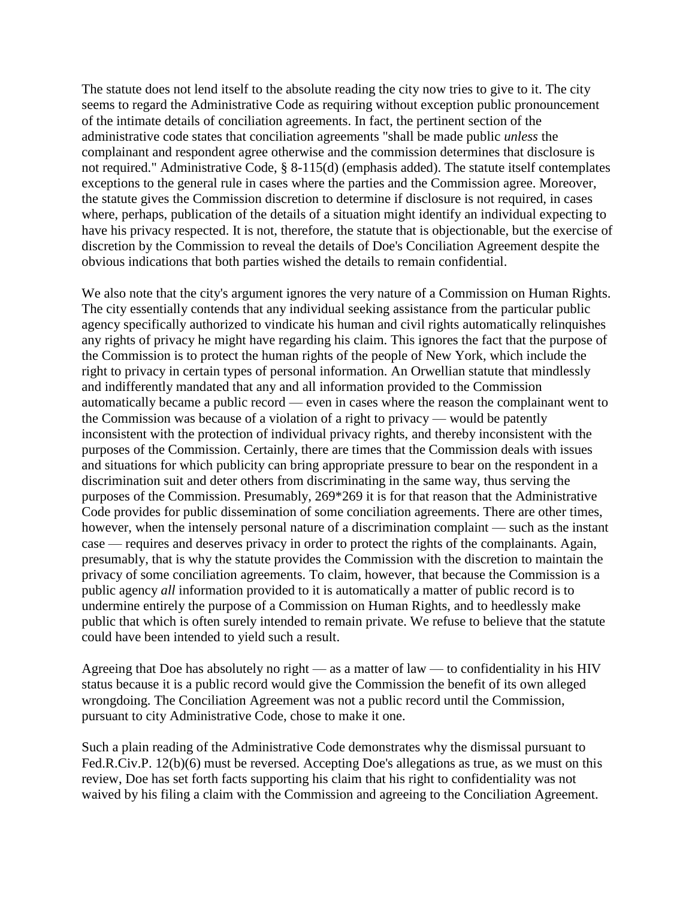The statute does not lend itself to the absolute reading the city now tries to give to it. The city seems to regard the Administrative Code as requiring without exception public pronouncement of the intimate details of conciliation agreements. In fact, the pertinent section of the administrative code states that conciliation agreements "shall be made public *unless* the complainant and respondent agree otherwise and the commission determines that disclosure is not required." Administrative Code, § 8-115(d) (emphasis added). The statute itself contemplates exceptions to the general rule in cases where the parties and the Commission agree. Moreover, the statute gives the Commission discretion to determine if disclosure is not required, in cases where, perhaps, publication of the details of a situation might identify an individual expecting to have his privacy respected. It is not, therefore, the statute that is objectionable, but the exercise of discretion by the Commission to reveal the details of Doe's Conciliation Agreement despite the obvious indications that both parties wished the details to remain confidential.

We also note that the city's argument ignores the very nature of a Commission on Human Rights. The city essentially contends that any individual seeking assistance from the particular public agency specifically authorized to vindicate his human and civil rights automatically relinquishes any rights of privacy he might have regarding his claim. This ignores the fact that the purpose of the Commission is to protect the human rights of the people of New York, which include the right to privacy in certain types of personal information. An Orwellian statute that mindlessly and indifferently mandated that any and all information provided to the Commission automatically became a public record — even in cases where the reason the complainant went to the Commission was because of a violation of a right to privacy — would be patently inconsistent with the protection of individual privacy rights, and thereby inconsistent with the purposes of the Commission. Certainly, there are times that the Commission deals with issues and situations for which publicity can bring appropriate pressure to bear on the respondent in a discrimination suit and deter others from discriminating in the same way, thus serving the purposes of the Commission. Presumably, 269*269 it is for that reason that the Administrative Code provides for public dissemination of some conciliation agreements. There are other times, however, when the intensely personal nature of a discrimination complaint — such as the instant case — requires and deserves privacy in order to protect the rights of the complainants. Again, presumably, that is why the statute provides the Commission with the discretion to maintain the privacy of some conciliation agreements. To claim, however, that because the Commission is a public agency *all* information provided to it is automatically a matter of public record is to undermine entirely the purpose of a Commission on Human Rights, and to heedlessly make public that which is often surely intended to remain private. We refuse to believe that the statute could have been intended to yield such a result.

Agreeing that Doe has absolutely no right — as a matter of law — to confidentiality in his HIV status because it is a public record would give the Commission the benefit of its own alleged wrongdoing. The Conciliation Agreement was not a public record until the Commission, pursuant to city Administrative Code, chose to make it one.

Such a plain reading of the Administrative Code demonstrates why the dismissal pursuant to Fed.R.Civ.P. 12(b)(6) must be reversed. Accepting Doe's allegations as true, as we must on this review, Doe has set forth facts supporting his claim that his right to confidentiality was not waived by his filing a claim with the Commission and agreeing to the Conciliation Agreement.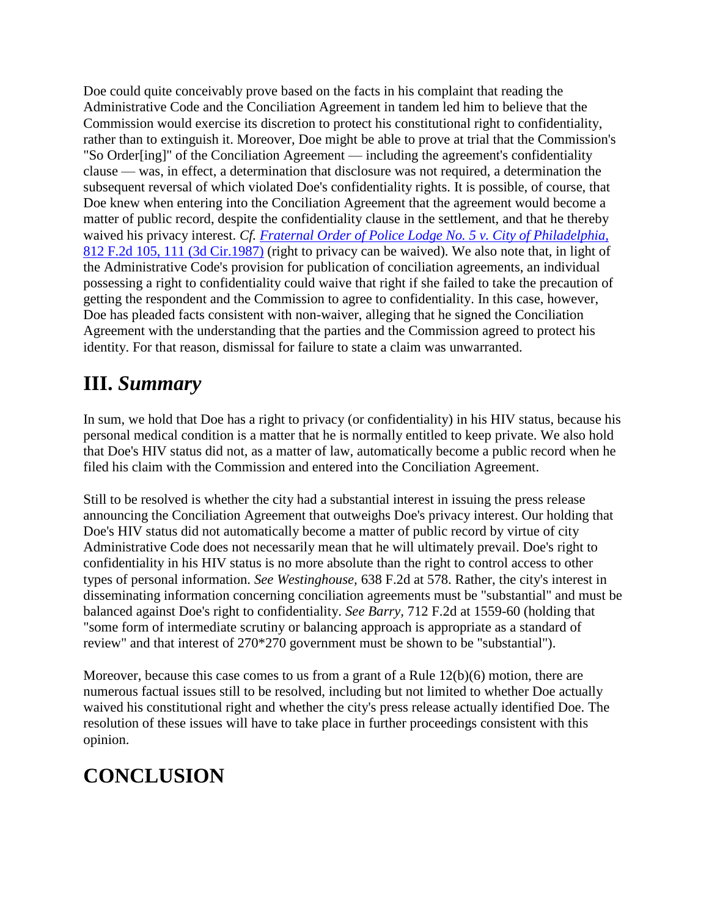Doe could quite conceivably prove based on the facts in his complaint that reading the Administrative Code and the Conciliation Agreement in tandem led him to believe that the Commission would exercise its discretion to protect his constitutional right to confidentiality, rather than to extinguish it. Moreover, Doe might be able to prove at trial that the Commission's "So Order[ing]" of the Conciliation Agreement — including the agreement's confidentiality clause — was, in effect, a determination that disclosure was not required, a determination the subsequent reversal of which violated Doe's confidentiality rights. It is possible, of course, that Doe knew when entering into the Conciliation Agreement that the agreement would become a matter of public record, despite the confidentiality clause in the settlement, and that he thereby waived his privacy interest. *Cf.* [*Fraternal Order of Police Lodge No. 5 v. City of Philadelphia,* 812 F.2d 105, 111 (3d Cir.1987)]() (right to privacy can be waived). We also note that, in light of the Administrative Code's provision for publication of conciliation agreements, an individual possessing a right to confidentiality could waive that right if she failed to take the precaution of getting the respondent and the Commission to agree to confidentiality. In this case, however, Doe has pleaded facts consistent with non-waiver, alleging that he signed the Conciliation Agreement with the understanding that the parties and the Commission agreed to protect his identity. For that reason, dismissal for failure to state a claim was unwarranted.

## III. *Summary*

In sum, we hold that Doe has a right to privacy (or confidentiality) in his HIV status, because his personal medical condition is a matter that he is normally entitled to keep private. We also hold that Doe's HIV status did not, as a matter of law, automatically become a public record when he filed his claim with the Commission and entered into the Conciliation Agreement.

Still to be resolved is whether the city had a substantial interest in issuing the press release announcing the Conciliation Agreement that outweighs Doe's privacy interest. Our holding that Doe's HIV status did not automatically become a matter of public record by virtue of city Administrative Code does not necessarily mean that he will ultimately prevail. Doe's right to confidentiality in his HIV status is no more absolute than the right to control access to other types of personal information. *See Westinghouse,* 638 F.2d at 578. Rather, the city's interest in disseminating information concerning conciliation agreements must be "substantial" and must be balanced against Doe's right to confidentiality. *See Barry,* 712 F.2d at 1559-60 (holding that "some form of intermediate scrutiny or balancing approach is appropriate as a standard of review" and that interest of 270*270 government must be shown to be "substantial").

Moreover, because this case comes to us from a grant of a Rule 12(b)(6) motion, there are numerous factual issues still to be resolved, including but not limited to whether Doe actually waived his constitutional right and whether the city's press release actually identified Doe. The resolution of these issues will have to take place in further proceedings consistent with this opinion.

## CONCLUSION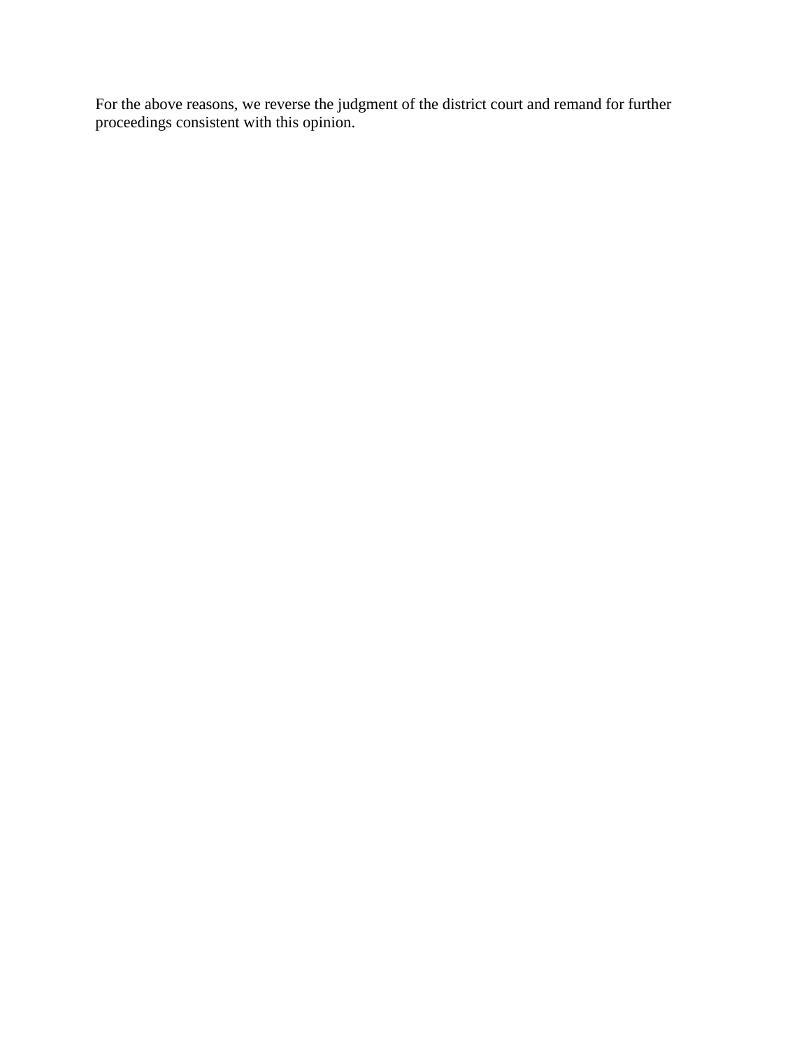For the above reasons, we reverse the judgment of the district court and remand for further proceedings consistent with this opinion.